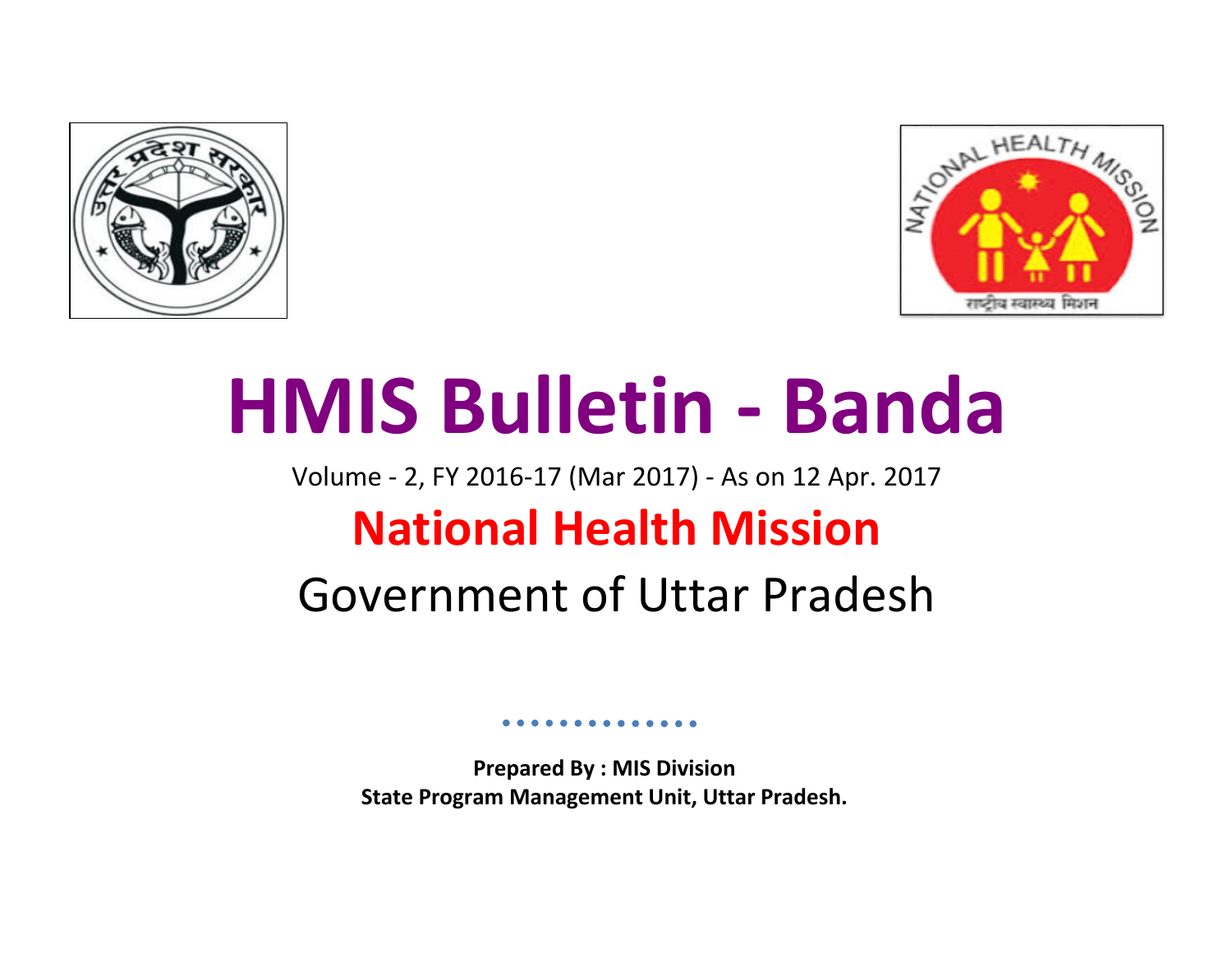# HMIS Bulletin - Banda

Volume - 2, FY 2016-17 (Mar 2017) - As on 12 Apr. 2017

## National Health Mission

Government of Uttar Pradesh

**Prepared By : MIS Division**
**State Program Management Unit, Uttar Pradesh.**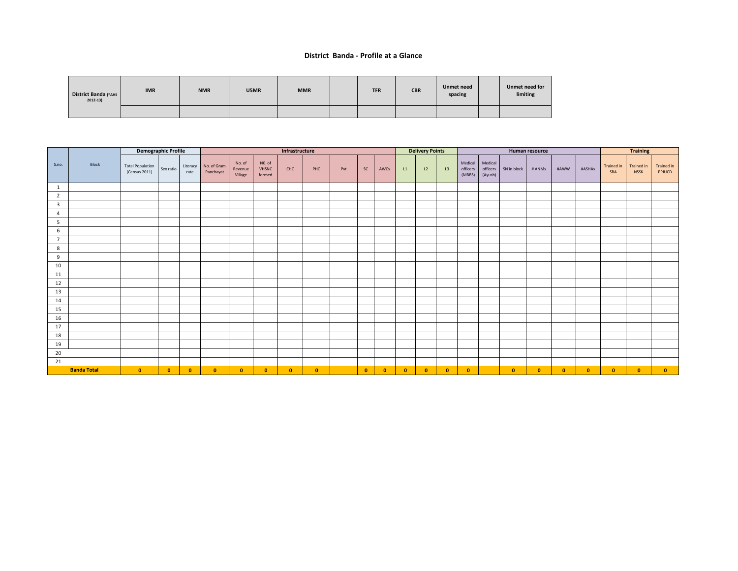## District Banda - Profile at a Glance

| District Banda (*AHS 2012-13) | IMR | NMR | U5MR | MMR | | TFR | CBR | Unmet need spacing | | Unmet need for limiting |
|---|---|---|---|---|---|---|---|---|---|---|
| | | | | | | | | | | |

| S.no. | Block | Demographic Profile | | | Infrastructure | | | | | | | | Delivery Points | | | Human resource | | | | | | Training | | |
|---|---|---|---|---|---|---|---|---|---|---|---|---|---|---|---|---|---|---|---|---|---|---|---|---|
| | | Total Population (Census 2011) | Sex ratio | Literacy rate | No. of Gram Panchayat | No. of Revenue Village | N0. of VHSNC formed | CHC | PHC | Pvt | SC | AWCs | L1 | L2 | L3 | Medical officers (MBBS) | Medical officers (Ayush) | SN in block | # ANMs | #AWW | #ASHAs | Trained in SBA | Trained in NSSK | Trained in PPIUCD |
| 1 | | | | | | | | | | | | | | | | | | | | | | | | |
| 2 | | | | | | | | | | | | | | | | | | | | | | | | |
| 3 | | | | | | | | | | | | | | | | | | | | | | | | |
| 4 | | | | | | | | | | | | | | | | | | | | | | | | |
| 5 | | | | | | | | | | | | | | | | | | | | | | | | |
| 6 | | | | | | | | | | | | | | | | | | | | | | | | |
| 7 | | | | | | | | | | | | | | | | | | | | | | | | |
| 8 | | | | | | | | | | | | | | | | | | | | | | | | |
| 9 | | | | | | | | | | | | | | | | | | | | | | | | |
| 10 | | | | | | | | | | | | | | | | | | | | | | | | |
| 11 | | | | | | | | | | | | | | | | | | | | | | | | |
| 12 | | | | | | | | | | | | | | | | | | | | | | | | |
| 13 | | | | | | | | | | | | | | | | | | | | | | | | |
| 14 | | | | | | | | | | | | | | | | | | | | | | | | |
| 15 | | | | | | | | | | | | | | | | | | | | | | | | |
| 16 | | | | | | | | | | | | | | | | | | | | | | | | |
| 17 | | | | | | | | | | | | | | | | | | | | | | | | |
| 18 | | | | | | | | | | | | | | | | | | | | | | | | |
| 19 | | | | | | | | | | | | | | | | | | | | | | | | |
| 20 | | | | | | | | | | | | | | | | | | | | | | | | |
| 21 | | | | | | | | | | | | | | | | | | | | | | | | |
| **Banda Total** | | **0** | **0** | **0** | **0** | **0** | **0** | **0** | **0** | | **0** | **0** | **0** | **0** | **0** | **0** | | **0** | **0** | **0** | **0** | **0** | **0** | **0** |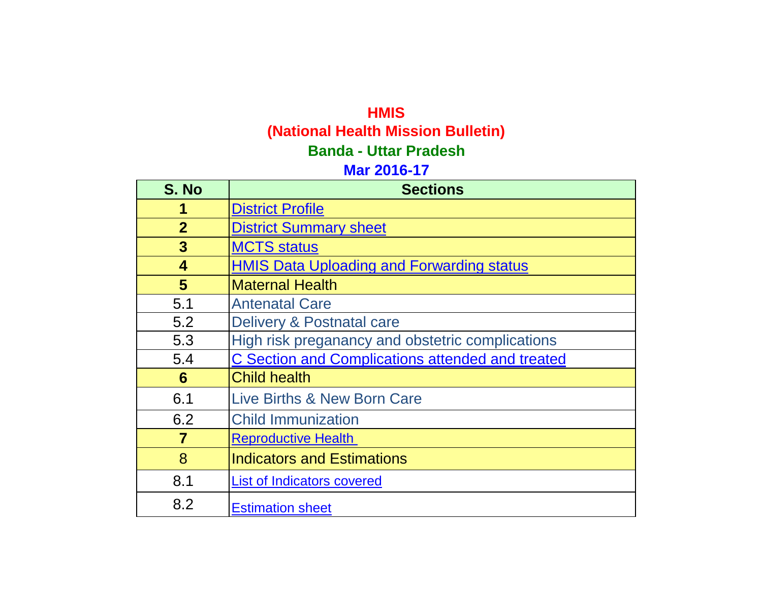# HMIS

## (National Health Mission Bulletin)

## Banda - Uttar Pradesh

## Mar 2016-17

| S. No | Sections |
|---|---|
| **1** | District Profile |
| **2** | District Summary sheet |
| **3** | MCTS status |
| **4** | HMIS Data Uploading and Forwarding status |
| **5** | Maternal Health |
| 5.1 | Antenatal Care |
| 5.2 | Delivery & Postnatal care |
| 5.3 | High risk preganancy and obstetric complications |
| 5.4 | C Section and Complications attended and treated |
| **6** | Child health |
| 6.1 | Live Births & New Born Care |
| 6.2 | Child Immunization |
| **7** | Reproductive Health |
| 8 | Indicators and Estimations |
| 8.1 | List of Indicators covered |
| 8.2 | Estimation sheet |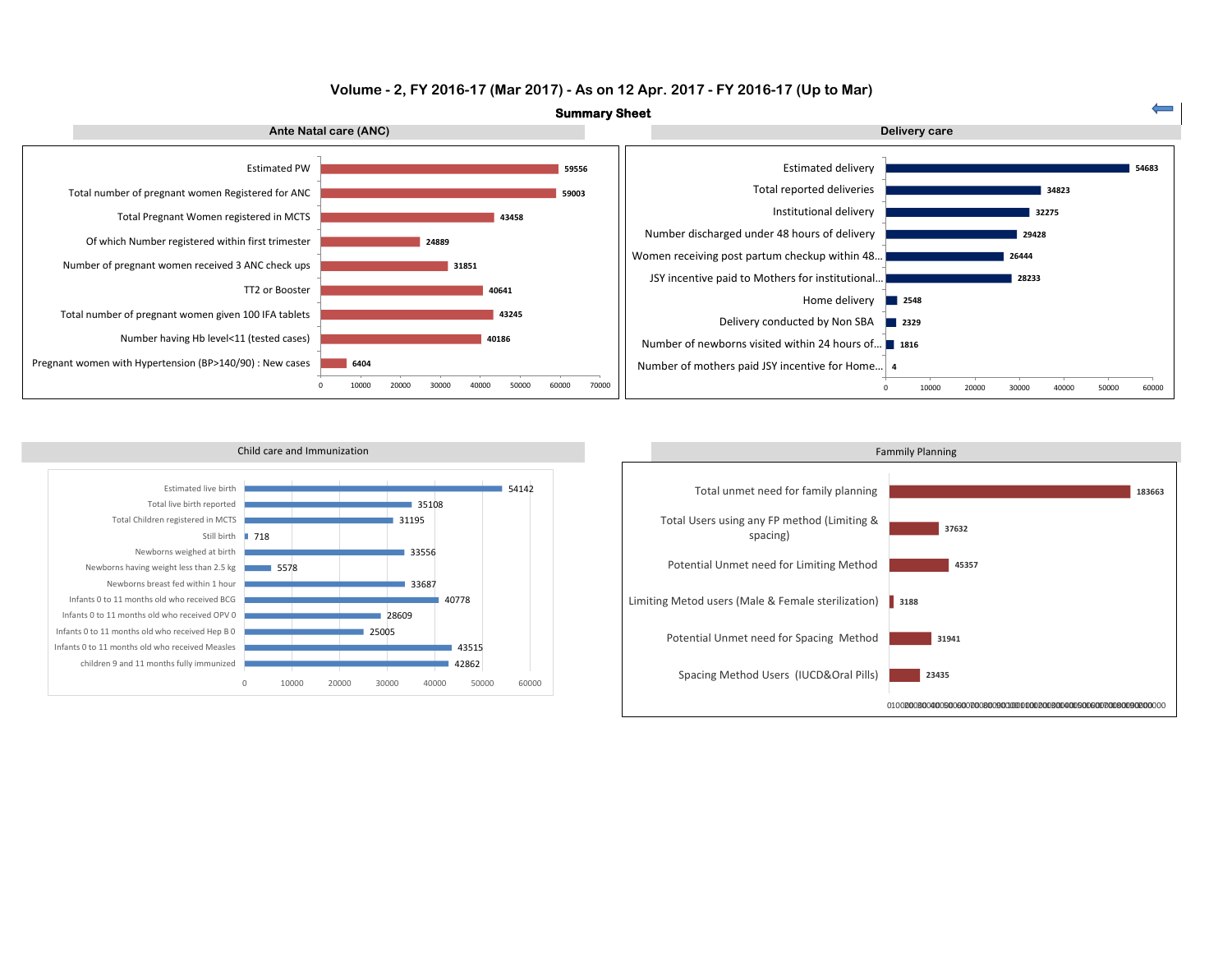# Volume - 2, FY 2016-17 (Mar 2017) - As on 12 Apr. 2017 - FY 2016-17 (Up to Mar)

## Summary Sheet

### Ante Natal care (ANC)

| Indicator | Value |
|---|---|
| Estimated PW | 59556 |
| Total number of pregnant women Registered for ANC | 59003 |
| Total Pregnant Women registered in MCTS | 43458 |
| Of which Number registered within first trimester | 24889 |
| Number of pregnant women received 3 ANC check ups | 31851 |
| TT2 or Booster | 40641 |
| Total number of pregnant women given 100 IFA tablets | 43245 |
| Number having Hb level<11 (tested cases) | 40186 |
| Pregnant women with Hypertension (BP>140/90) : New cases | 6404 |

### Delivery care

| Indicator | Value |
|---|---|
| Estimated delivery | 54683 |
| Total reported deliveries | 34823 |
| Institutional delivery | 32275 |
| Number discharged under 48 hours of delivery | 29428 |
| Women receiving post partum checkup within 48... | 26444 |
| JSY incentive paid to Mothers for institutional... | 28233 |
| Home delivery | 2548 |
| Delivery conducted by Non SBA | 2329 |
| Number of newborns visited within 24 hours of... | 1816 |
| Number of mothers paid JSY incentive for Home... | 4 |

### Child care and Immunization

| Indicator | Value |
|---|---|
| Estimated live birth | 54142 |
| Total live birth reported | 35108 |
| Total Children registered in MCTS | 31195 |
| Still birth | 718 |
| Newborns weighed at birth | 33556 |
| Newborns having weight less than 2.5 kg | 5578 |
| Newborns breast fed within 1 hour | 33687 |
| Infants 0 to 11 months old who received BCG | 40778 |
| Infants 0 to 11 months old who received OPV 0 | 28609 |
| Infants 0 to 11 months old who received Hep B 0 | 25005 |
| Infants 0 to 11 months old who received Measles | 43515 |
| children 9 and 11 months fully immunized | 42862 |

### Fammily Planning

| Indicator | Value |
|---|---|
| Total unmet need for family planning | 183663 |
| Total Users using any FP method (Limiting & spacing) | 37632 |
| Potential Unmet need for Limiting Method | 45357 |
| Limiting Metod users (Male & Female sterilization) | 3188 |
| Potential Unmet need for Spacing Method | 31941 |
| Spacing Method Users (IUCD&Oral Pills) | 23435 |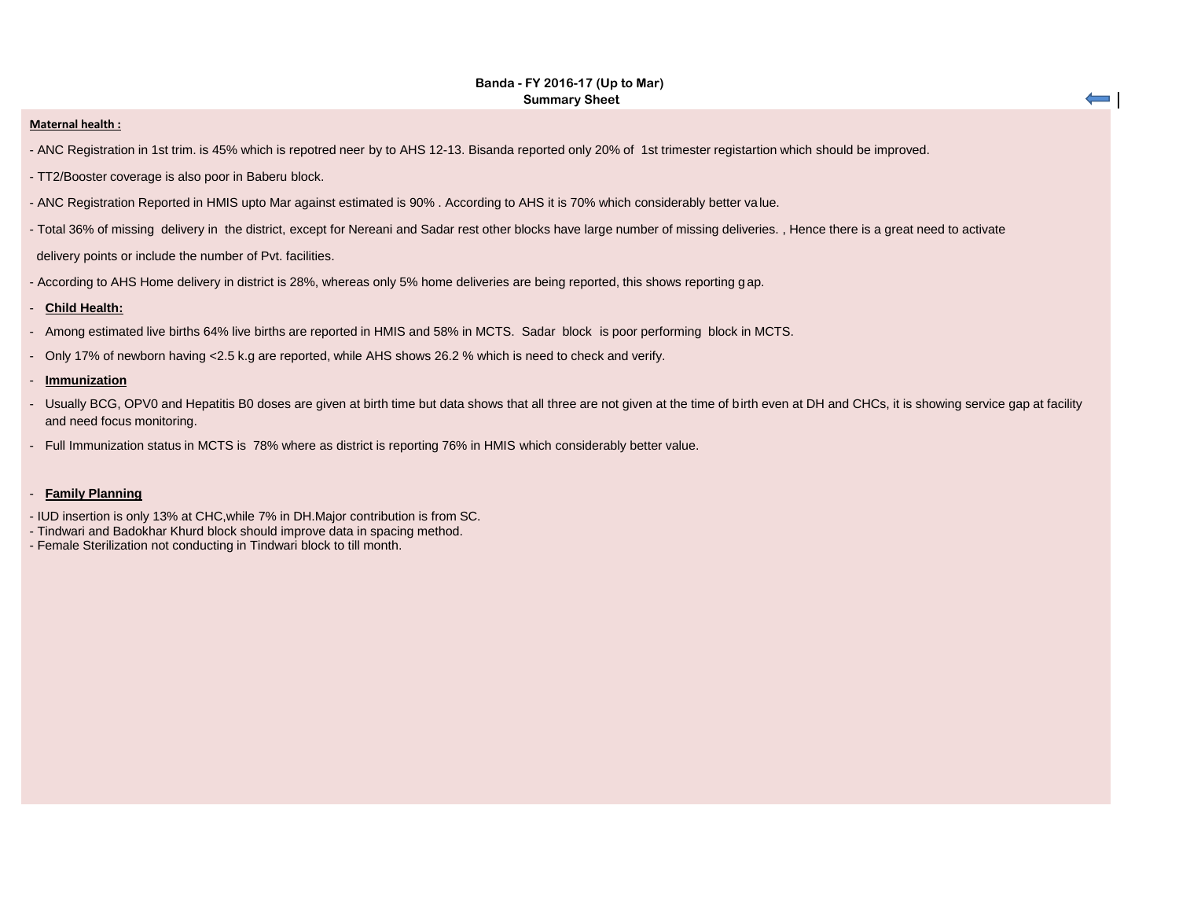**Banda - FY 2016-17 (Up to Mar)**
**Summary Sheet**

**Maternal health :**

- ANC Registration in 1st trim. is 45% which is repotred neer by to AHS 12-13. Bisanda reported only 20% of 1st trimester registartion which should be improved.
- TT2/Booster coverage is also poor in Baberu block.
- ANC Registration Reported in HMIS upto Mar against estimated is 90% . According to AHS it is 70% which considerably better value.
- Total 36% of missing delivery in the district, except for Nereani and Sadar rest other blocks have large number of missing deliveries. , Hence there is a great need to activate delivery points or include the number of Pvt. facilities.
- According to AHS Home delivery in district is 28%, whereas only 5% home deliveries are being reported, this shows reporting gap.

**Child Health:**

- Among estimated live births 64% live births are reported in HMIS and 58% in MCTS. Sadar block is poor performing block in MCTS.
- Only 17% of newborn having <2.5 k.g are reported, while AHS shows 26.2 % which is need to check and verify.

**Immunization**

- Usually BCG, OPV0 and Hepatitis B0 doses are given at birth time but data shows that all three are not given at the time of birth even at DH and CHCs, it is showing service gap at facility and need focus monitoring.
- Full Immunization status in MCTS is 78% where as district is reporting 76% in HMIS which considerably better value.

**Family Planning**

- IUD insertion is only 13% at CHC,while 7% in DH.Major contribution is from SC.
- Tindwari and Badokhar Khurd block should improve data in spacing method.
- Female Sterilization not conducting in Tindwari block to till month.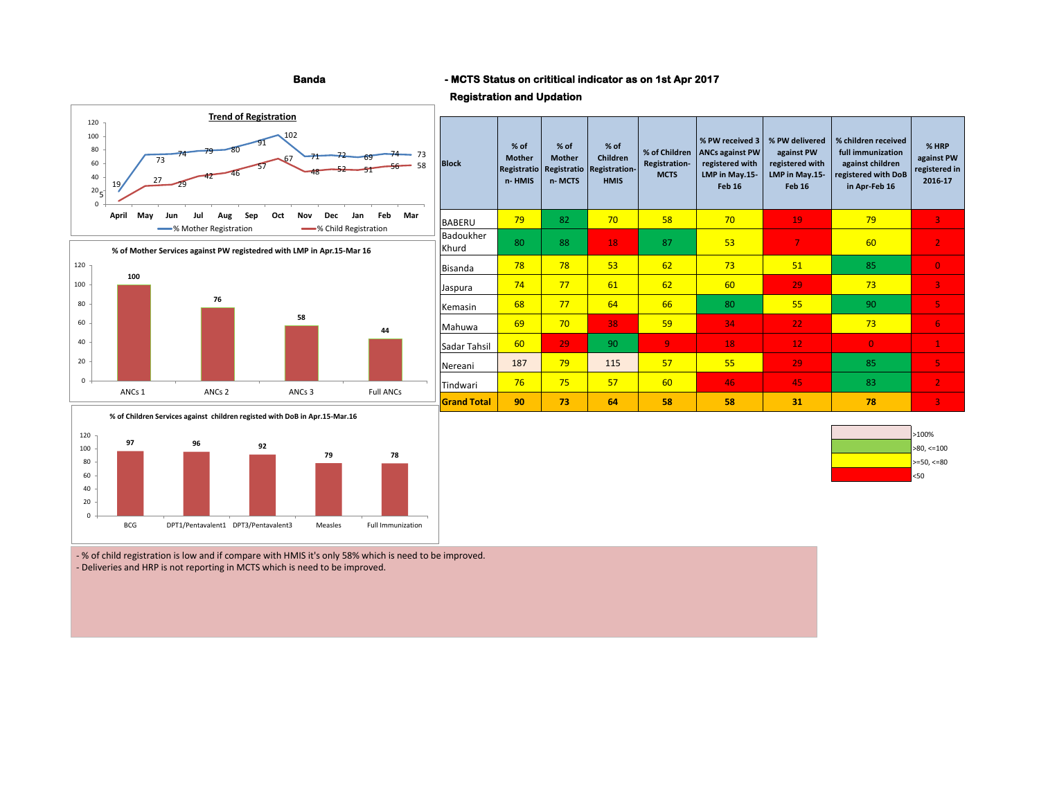## Banda

## - MCTS Status on crititical indicator as on 1st Apr 2017

### Registration and Updation

**Trend of Registration**

| | April | May | Jun | Jul | Aug | Sep | Oct | Nov | Dec | Jan | Feb | Mar |
|---|---|---|---|---|---|---|---|---|---|---|---|---|
| % Mother Registration | 19 | 73 | 74 | 79 | 80 | 91 | 102 | 71 | 72 | 69 | 74 | 73 |
| % Child Registration | 5 | 27 | 29 | 42 | 46 | 57 | 67 | 48 | 52 | 51 | 56 | 58 |

**% of Mother Services against PW registedred with LMP in Apr.15-Mar 16**

| ANCs 1 | ANCs 2 | ANCs 3 | Full ANCs |
|---|---|---|---|
| 100 | 76 | 58 | 44 |

**% of Children Services against children registed with DoB in Apr.15-Mar.16**

| BCG | DPT1/Pentavalent1 | DPT3/Pentavalent3 | Measles | Full Immunization |
|---|---|---|---|---|
| 97 | 96 | 92 | 79 | 78 |

| Block | % of Mother Registration- HMIS | % of Mother Registration- MCTS | % of Children Registration-HMIS | % of Children Registration-MCTS | % PW received 3 ANCs against PW registered with LMP in May.15-Feb 16 | % PW delivered against PW registered with LMP in May.15-Feb 16 | % children received full immunization against children registered with DoB in Apr-Feb 16 | % HRP against PW registered in 2016-17 |
|---|---|---|---|---|---|---|---|---|
| BABERU | 79 | 82 | 70 | 58 | 70 | 19 | 79 | 3 |
| Badoukher Khurd | 80 | 88 | 18 | 87 | 53 | 7 | 60 | 2 |
| Bisanda | 78 | 78 | 53 | 62 | 73 | 51 | 85 | 0 |
| Jaspura | 74 | 77 | 61 | 62 | 60 | 29 | 73 | 3 |
| Kemasin | 68 | 77 | 64 | 66 | 80 | 55 | 90 | 5 |
| Mahuwa | 69 | 70 | 38 | 59 | 34 | 22 | 73 | 6 |
| Sadar Tahsil | 60 | 29 | 90 | 9 | 18 | 12 | 0 | 1 |
| Nereani | 187 | 79 | 115 | 57 | 55 | 29 | 85 | 5 |
| Tindwari | 76 | 75 | 57 | 60 | 46 | 45 | 83 | 2 |
| **Grand Total** | **90** | **73** | **64** | **58** | **58** | **31** | **78** | **3** |

Legend: >100% ; >80, <=100 ; >=50, <=80 ; <50

- % of child registration is low and if compare with HMIS it's only 58% which is need to be improved.
- Deliveries and HRP is not reporting in MCTS which is need to be improved.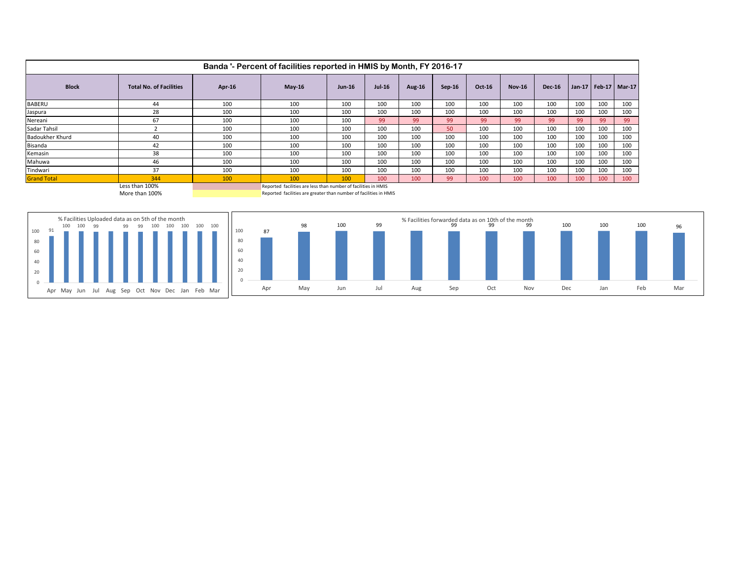# Banda '- Percent of facilities reported in HMIS by Month, FY 2016-17

| Block | Total No. of Facilities | Apr-16 | May-16 | Jun-16 | Jul-16 | Aug-16 | Sep-16 | Oct-16 | Nov-16 | Dec-16 | Jan-17 | Feb-17 | Mar-17 |
|---|---|---|---|---|---|---|---|---|---|---|---|---|---|
| BABERU | 44 | 100 | 100 | 100 | 100 | 100 | 100 | 100 | 100 | 100 | 100 | 100 | 100 |
| Jaspura | 28 | 100 | 100 | 100 | 100 | 100 | 100 | 100 | 100 | 100 | 100 | 100 | 100 |
| Nereani | 67 | 100 | 100 | 100 | 99 | 99 | 99 | 99 | 99 | 99 | 99 | 99 | 99 |
| Sadar Tahsil | 2 | 100 | 100 | 100 | 100 | 100 | 50 | 100 | 100 | 100 | 100 | 100 | 100 |
| Badoukher Khurd | 40 | 100 | 100 | 100 | 100 | 100 | 100 | 100 | 100 | 100 | 100 | 100 | 100 |
| Bisanda | 42 | 100 | 100 | 100 | 100 | 100 | 100 | 100 | 100 | 100 | 100 | 100 | 100 |
| Kemasin | 38 | 100 | 100 | 100 | 100 | 100 | 100 | 100 | 100 | 100 | 100 | 100 | 100 |
| Mahuwa | 46 | 100 | 100 | 100 | 100 | 100 | 100 | 100 | 100 | 100 | 100 | 100 | 100 |
| Tindwari | 37 | 100 | 100 | 100 | 100 | 100 | 100 | 100 | 100 | 100 | 100 | 100 | 100 |
| Grand Total | 344 | 100 | 100 | 100 | 100 | 100 | 99 | 100 | 100 | 100 | 100 | 100 | 100 |

Less than 100% — Reported facilities are less than number of facilities in HMIS

More than 100% — Reported facilities are greater than number of facilities in HMIS

% Facilities Uploaded data as on 5th of the month

| Apr | May | Jun | Jul | Aug | Sep | Oct | Nov | Dec | Jan | Feb | Mar |
|---|---|---|---|---|---|---|---|---|---|---|---|
| 91 | 100 | 100 | 99 | | 99 | 99 | 100 | 100 | 100 | 100 | 100 |

% Facilities forwarded data as on 10th of the month

| Apr | May | Jun | Jul | Aug | Sep | Oct | Nov | Dec | Jan | Feb | Mar |
|---|---|---|---|---|---|---|---|---|---|---|---|
| 87 | 98 | 100 | 99 | | 99 | 99 | 99 | 100 | 100 | 100 | 96 |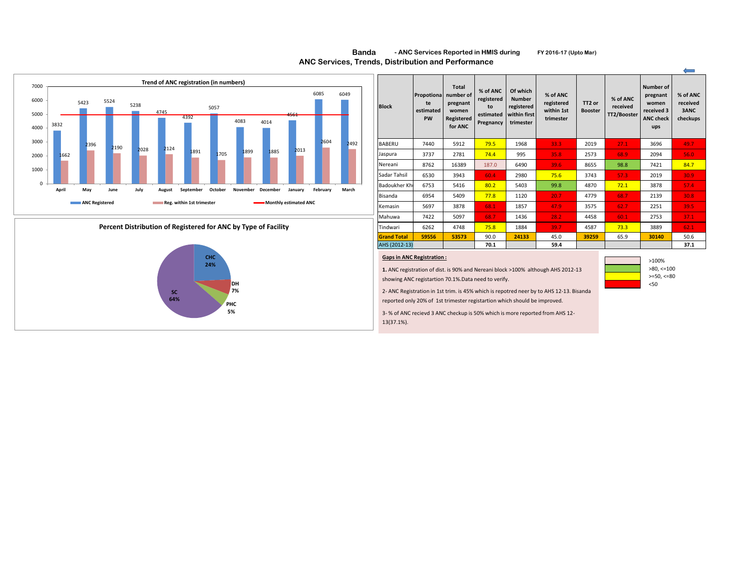# Banda - ANC Services Reported in HMIS during FY 2016-17 (Upto Mar)

## ANC Services, Trends, Distribution and Performance

**Trend of ANC registration (in numbers)**

| Month | ANC Registered | Reg. within 1st trimester |
|---|---|---|
| April | 3832 | 1662 |
| May | 5423 | 2396 |
| June | 5524 | 2190 |
| July | 5238 | 2028 |
| August | 4745 | 2124 |
| September | 4392 | 1891 |
| October | 5057 | 1705 |
| November | 4083 | 1899 |
| December | 4014 | 1885 |
| January | 4561 | 2013 |
| February | 6085 | 2604 |
| March | 6049 | 2492 |

**Percent Distribution of Registered for ANC by Type of Facility**

| Facility | Percent |
|---|---|
| CHC | 24% |
| DH | 7% |
| PHC | 5% |
| SC | 64% |

| Block | Propotionate estimated PW | Total number of pregnant women Registered for ANC | % of ANC registered to estimated Pregnancy | Of which Number registered within first trimester | % of ANC registered within 1st trimester | TT2 or Booster | % of ANC received TT2/Booster | Number of pregnant women received 3 ANC check ups | % of ANC received 3ANC checkups |
|---|---|---|---|---|---|---|---|---|---|
| BABERU | 7440 | 5912 | 79.5 | 1968 | 33.3 | 2019 | 27.1 | 3696 | 49.7 |
| Jaspura | 3737 | 2781 | 74.4 | 995 | 35.8 | 2573 | 58.9 | 2094 | 56.0 |
| Nereani | 8762 | 16389 | 187.0 | 6490 | 39.6 | 8655 | 98.8 | 7421 | 84.7 |
| Sadar Tahsil | 6530 | 3943 | 60.4 | 2980 | 75.6 | 3743 | 57.3 | 2019 | 30.9 |
| Badoukher Kh | 6753 | 5416 | 80.2 | 5403 | 99.8 | 4870 | 72.1 | 3878 | 57.4 |
| Bisanda | 6954 | 5409 | 77.8 | 1120 | 20.7 | 4779 | 68.7 | 2139 | 30.8 |
| Kemasin | 5697 | 3878 | 68.1 | 1857 | 47.9 | 3575 | 62.7 | 2251 | 39.5 |
| Mahuwa | 7422 | 5097 | 68.7 | 1436 | 28.2 | 4458 | 60.1 | 2753 | 37.1 |
| Tindwari | 6262 | 4748 | 75.8 | 1884 | 39.7 | 4587 | 73.3 | 3889 | 62.1 |
| **Grand Total** | **59556** | **53573** | 90.0 | **24133** | 45.0 | **39259** | 65.9 | **30140** | 50.6 |
| AHS (2012-13) | | | **70.1** | | **59.4** | | | | **37.1** |

Legend:
- >100%
- >80, <=100
- >=50, <=80
- <50

**Gaps in ANC Registration :**

**1.** ANC registration of dist. is 90% and Nereani block >100% although AHS 2012-13 showing ANC registartion 70.1%.Data need to verify.

2- ANC Registration in 1st trim. is 45% which is repotred neer by to AHS 12-13. Bisanda reported only 20% of 1st trimester registartion which should be improved.

3- % of ANC recievd 3 ANC checkup is 50% which is more reported from AHS 12-13(37.1%).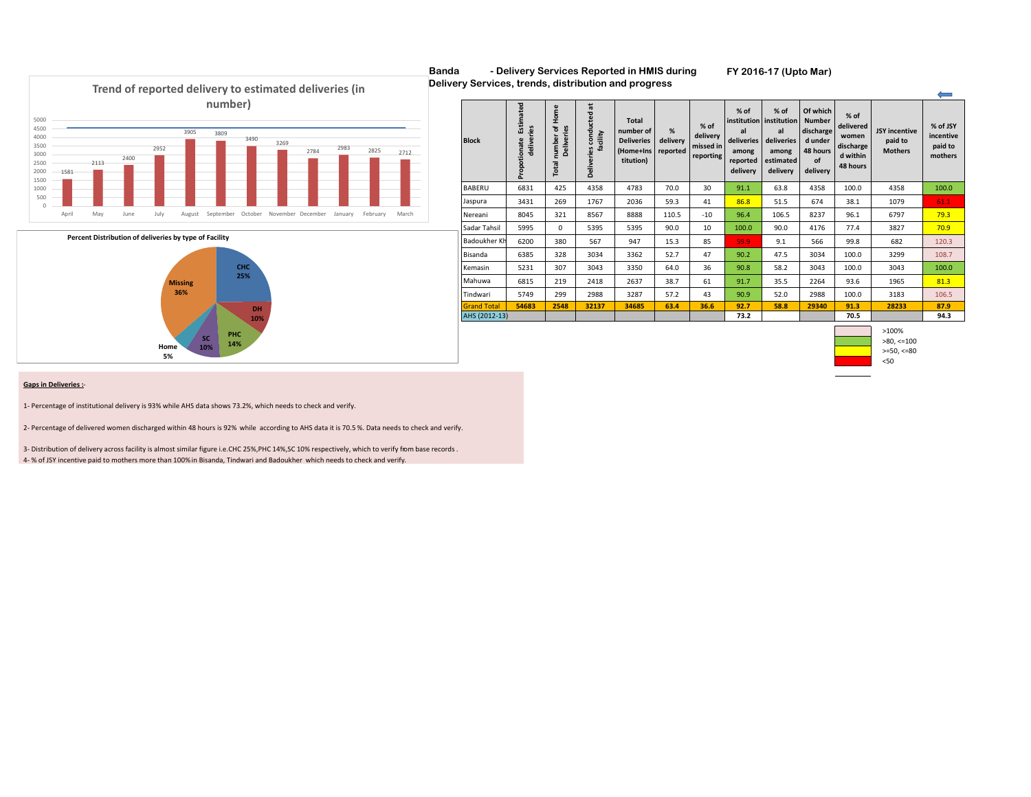## Banda - Delivery Services Reported in HMIS during FY 2016-17 (Upto Mar)

### Delivery Services, trends, distribution and progress

**Trend of reported delivery to estimated deliveries (in number)**

| Month | April | May | June | July | August | September | October | November | December | January | February | March |
|---|---|---|---|---|---|---|---|---|---|---|---|---|
| Reported deliveries | 1581 | 2113 | 2400 | 2952 | 3905 | 3809 | 3490 | 3269 | 2784 | 2983 | 2825 | 2712 |

**Percent Distribution of deliveries by type of Facility**

| Facility | Percent |
|---|---|
| CHC | 25% |
| DH | 10% |
| PHC | 14% |
| SC | 10% |
| Home | 5% |
| Missing | 36% |

| Block | Propotionate Estimated deliveries | Total number of Home Deliveries | Deliveries conducted at facility | Total number of Deliveries (Home+Institution) | % delivery reported | % of delivery missed in reporting | % of institutional deliveries among reported delivery | % of institutional deliveries among estimated delivery | Of which Number discharged under 48 hours of delivery | % of delivered women discharged within 48 hours | JSY incentive paid to Mothers | % of JSY incentive paid to mothers |
|---|---|---|---|---|---|---|---|---|---|---|---|---|
| BABERU | 6831 | 425 | 4358 | 4783 | 70.0 | 30 | 91.1 | 63.8 | 4358 | 100.0 | 4358 | 100.0 |
| Jaspura | 3431 | 269 | 1767 | 2036 | 59.3 | 41 | 86.8 | 51.5 | 674 | 38.1 | 1079 | 61.1 |
| Nereani | 8045 | 321 | 8567 | 8888 | 110.5 | -10 | 96.4 | 106.5 | 8237 | 96.1 | 6797 | 79.3 |
| Sadar Tahsil | 5995 | 0 | 5395 | 5395 | 90.0 | 10 | 100.0 | 90.0 | 4176 | 77.4 | 3827 | 70.9 |
| Badoukher Kh | 6200 | 380 | 567 | 947 | 15.3 | 85 | 59.9 | 9.1 | 566 | 99.8 | 682 | 120.3 |
| Bisanda | 6385 | 328 | 3034 | 3362 | 52.7 | 47 | 90.2 | 47.5 | 3034 | 100.0 | 3299 | 108.7 |
| Kemasin | 5231 | 307 | 3043 | 3350 | 64.0 | 36 | 90.8 | 58.2 | 3043 | 100.0 | 3043 | 100.0 |
| Mahuwa | 6815 | 219 | 2418 | 2637 | 38.7 | 61 | 91.7 | 35.5 | 2264 | 93.6 | 1965 | 81.3 |
| Tindwari | 5749 | 299 | 2988 | 3287 | 57.2 | 43 | 90.9 | 52.0 | 2988 | 100.0 | 3183 | 106.5 |
| **Grand Total** | **54683** | **2548** | **32137** | **34685** | **63.4** | **36.6** | **92.7** | **58.8** | **29340** | **91.3** | **28233** | **87.9** |
| AHS (2012-13) | | | | | | | **73.2** | | | **70.5** | | **94.3** |

Legend:
- >100%
- >80, <=100
- >=50, <=80
- <50

**Gaps in Deliveries :-**

1- Percentage of institutional delivery is 93% while AHS data shows 73.2%, which needs to check and verify.

2- Percentage of delivered women discharged within 48 hours is 92% while according to AHS data it is 70.5 %. Data needs to check and verify.

3- Distribution of delivery across facility is almost similar figure i.e.CHC 25%,PHC 14%,SC 10% respectively, which to verify from base records .

4- % of JSY incentive paid to mothers more than 100% in Bisanda, Tindwari and Badoukher which needs to check and verify.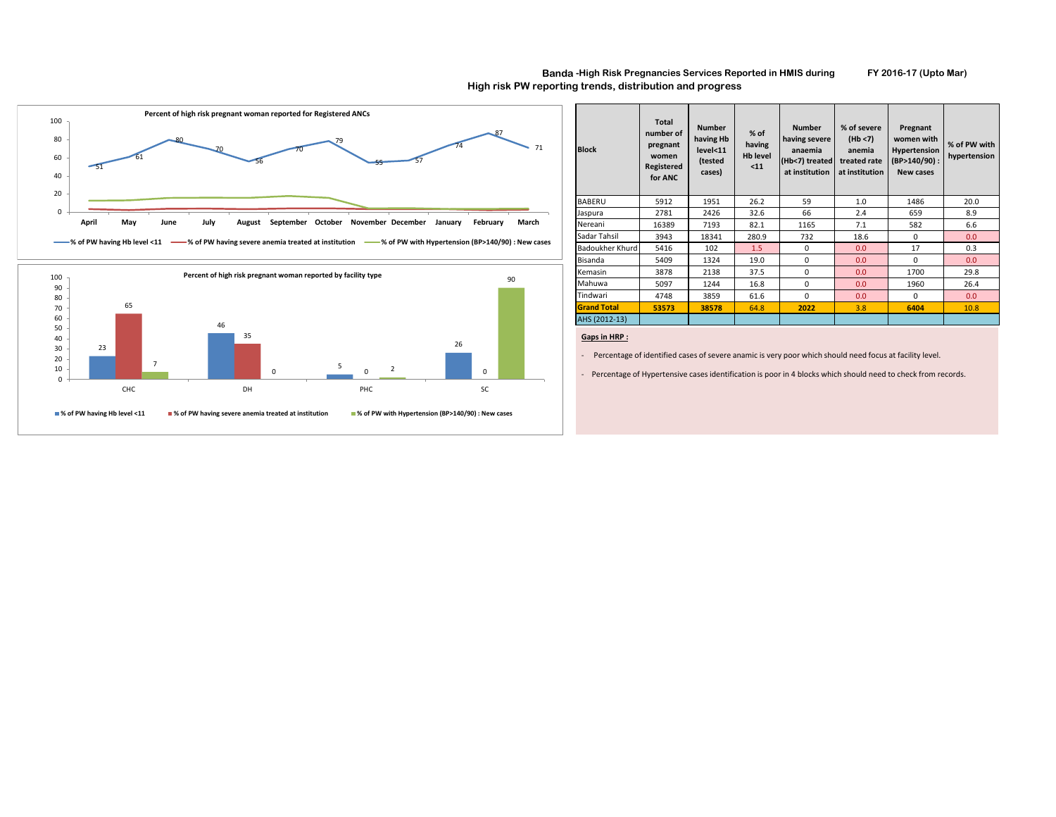## Banda -High Risk Pregnancies Services Reported in HMIS during FY 2016-17 (Upto Mar)

### High risk PW reporting trends, distribution and progress

**Percent of high risk pregnant woman reported for Registered ANCs**

| Month | April | May | June | July | August | September | October | November | December | January | February | March |
|---|---|---|---|---|---|---|---|---|---|---|---|---|
| % of PW having Hb level <11 | 51 | 61 | 80 | 70 | 56 | 70 | 79 | 55 | 57 | 74 | 87 | 71 |

Legend: % of PW having Hb level <11; % of PW having severe anemia treated at institution; % of PW with Hypertension (BP>140/90) : New cases

**Percent of high risk pregnant woman reported by facility type**

| Facility | % of PW having Hb level <11 | % of PW having severe anemia treated at institution | % of PW with Hypertension (BP>140/90) : New cases |
|---|---|---|---|
| CHC | 23 | 65 | 7 |
| DH | 46 | 35 | 0 |
| PHC | 5 | 0 | 2 |
| SC | 26 | 0 | 90 |

| Block | Total number of pregnant women Registered for ANC | Number having Hb level<11 (tested cases) | % of having Hb level <11 | Number having severe anaemia (Hb<7) treated at institution | % of severe (Hb <7) anemia treated rate at institution | Pregnant women with Hypertension (BP>140/90) : New cases | % of PW with hypertension |
|---|---|---|---|---|---|---|---|
| BABERU | 5912 | 1951 | 26.2 | 59 | 1.0 | 1486 | 20.0 |
| Jaspura | 2781 | 2426 | 32.6 | 66 | 2.4 | 659 | 8.9 |
| Nereani | 16389 | 7193 | 82.1 | 1165 | 7.1 | 582 | 6.6 |
| Sadar Tahsil | 3943 | 18341 | 280.9 | 732 | 18.6 | 0 | 0.0 |
| Badoukher Khurd | 5416 | 102 | 1.5 | 0 | 0.0 | 17 | 0.3 |
| Bisanda | 5409 | 1324 | 19.0 | 0 | 0.0 | 0 | 0.0 |
| Kemasin | 3878 | 2138 | 37.5 | 0 | 0.0 | 1700 | 29.8 |
| Mahuwa | 5097 | 1244 | 16.8 | 0 | 0.0 | 1960 | 26.4 |
| Tindwari | 4748 | 3859 | 61.6 | 0 | 0.0 | 0 | 0.0 |
| **Grand Total** | **53573** | **38578** | 64.8 | **2022** | 3.8 | **6404** | 10.8 |
| AHS (2012-13) | | | | | | | |

**Gaps in HRP :**

- Percentage of identified cases of severe anamic is very poor which should need focus at facility level.
- Percentage of Hypertensive cases identification is poor in 4 blocks which should need to check from records.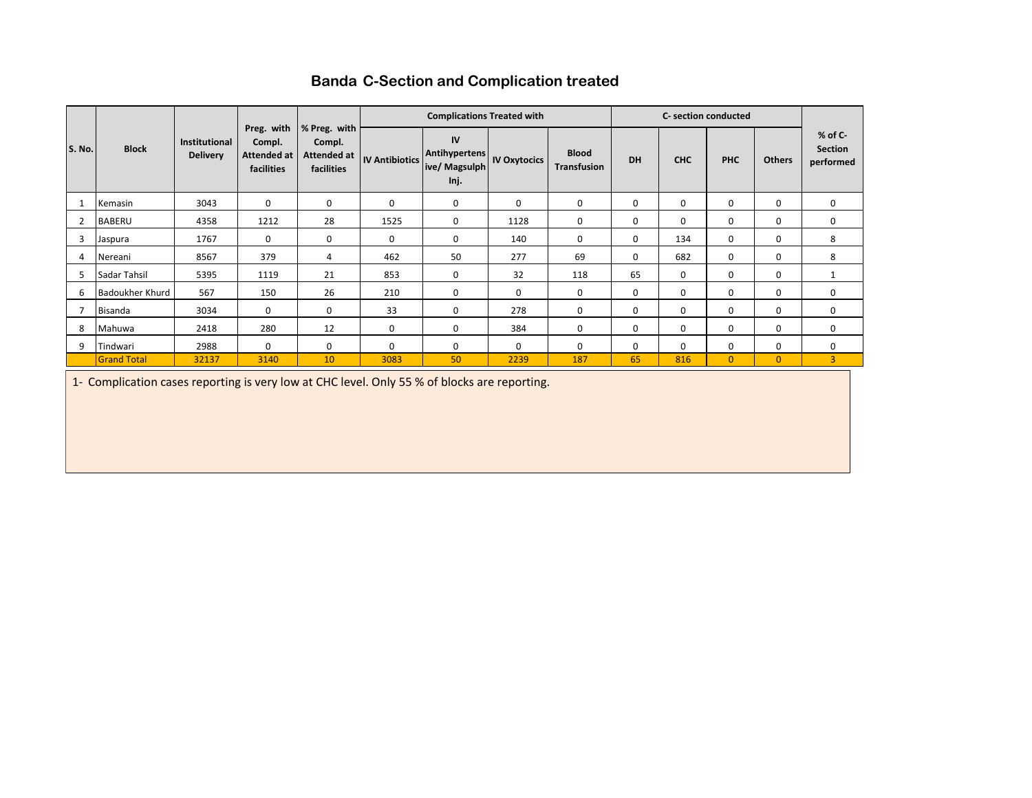# Banda C-Section and Complication treated

| S. No. | Block | Institutional Delivery | Preg. with Compl. Attended at facilities | % Preg. with Compl. Attended at facilities | Complications Treated with | | | | C- section conducted | | | | % of C-Section performed |
|---|---|---|---|---|---|---|---|---|---|---|---|---|---|
| | | | | | IV Antibiotics | IV Antihypertensive/ Magsulph Inj. | IV Oxytocics | Blood Transfusion | DH | CHC | PHC | Others | |
| 1 | Kemasin | 3043 | 0 | 0 | 0 | 0 | 0 | 0 | 0 | 0 | 0 | 0 | 0 |
| 2 | BABERU | 4358 | 1212 | 28 | 1525 | 0 | 1128 | 0 | 0 | 0 | 0 | 0 | 0 |
| 3 | Jaspura | 1767 | 0 | 0 | 0 | 0 | 140 | 0 | 0 | 134 | 0 | 0 | 8 |
| 4 | Nereani | 8567 | 379 | 4 | 462 | 50 | 277 | 69 | 0 | 682 | 0 | 0 | 8 |
| 5 | Sadar Tahsil | 5395 | 1119 | 21 | 853 | 0 | 32 | 118 | 65 | 0 | 0 | 0 | 1 |
| 6 | Badoukher Khurd | 567 | 150 | 26 | 210 | 0 | 0 | 0 | 0 | 0 | 0 | 0 | 0 |
| 7 | Bisanda | 3034 | 0 | 0 | 33 | 0 | 278 | 0 | 0 | 0 | 0 | 0 | 0 |
| 8 | Mahuwa | 2418 | 280 | 12 | 0 | 0 | 384 | 0 | 0 | 0 | 0 | 0 | 0 |
| 9 | Tindwari | 2988 | 0 | 0 | 0 | 0 | 0 | 0 | 0 | 0 | 0 | 0 | 0 |
| | Grand Total | 32137 | 3140 | 10 | 3083 | 50 | 2239 | 187 | 65 | 816 | 0 | 0 | 3 |

1- Complication cases reporting is very low at CHC level. Only 55 % of blocks are reporting.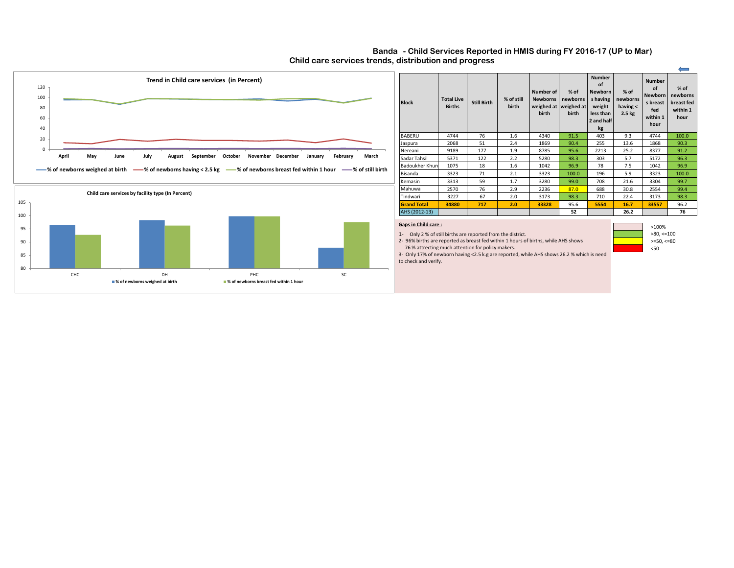# Banda - Child Services Reported in HMIS during FY 2016-17 (UP to Mar)

## Child care services trends, distribution and progress

**Trend in Child care services (in Percent)**

Months: April, May, June, July, August, September, October, November, December, January, February, March

Legend: % of newborns weighed at birth; % of newborns having < 2.5 kg; % of newborns breast fed within 1 hour; % of still birth

**Child care services by facility type (In Percent)**

Facility types: CHC, DH, PHC, SC

Legend: % of newborns weighed at birth; % of newborns breast fed within 1 hour

| Block | Total Live Births | Still Birth | % of still birth | Number of Newborns weighed at birth | % of newborns weighed at birth | Number of Newborns having weight less than 2 and half kg | % of newborns having < 2.5 kg | Number of Newborns breast fed within 1 hour | % of newborns breast fed within 1 hour |
|---|---|---|---|---|---|---|---|---|---|
| BABERU | 4744 | 76 | 1.6 | 4340 | 91.5 | 403 | 9.3 | 4744 | 100.0 |
| Jaspura | 2068 | 51 | 2.4 | 1869 | 90.4 | 255 | 13.6 | 1868 | 90.3 |
| Nereani | 9189 | 177 | 1.9 | 8785 | 95.6 | 2213 | 25.2 | 8377 | 91.2 |
| Sadar Tahsil | 5371 | 122 | 2.2 | 5280 | 98.3 | 303 | 5.7 | 5172 | 96.3 |
| Badoukher Khurd | 1075 | 18 | 1.6 | 1042 | 96.9 | 78 | 7.5 | 1042 | 96.9 |
| Bisanda | 3323 | 71 | 2.1 | 3323 | 100.0 | 196 | 5.9 | 3323 | 100.0 |
| Kemasin | 3313 | 59 | 1.7 | 3280 | 99.0 | 708 | 21.6 | 3304 | 99.7 |
| Mahuwa | 2570 | 76 | 2.9 | 2236 | 87.0 | 688 | 30.8 | 2554 | 99.4 |
| Tindwari | 3227 | 67 | 2.0 | 3173 | 98.3 | 710 | 22.4 | 3173 | 98.3 |
| **Grand Total** | **34880** | **717** | **2.0** | **33328** | 95.6 | **5554** | **16.7** | **33557** | 96.2 |
| AHS (2012-13) | | | | | **52** | | **26.2** | | **76** |

Legend: >100%; >80, <=100; >=50, <=80; <50

**Gaps in Child care :**

1- Only 2 % of still births are reported from the district.

2- 96% births are reported as breast fed within 1 hours of births, while AHS shows 76 % attracting much attention for policy makers.

3- Only 17% of newborn having <2.5 k.g are reported, while AHS shows 26.2 % which is need to check and verify.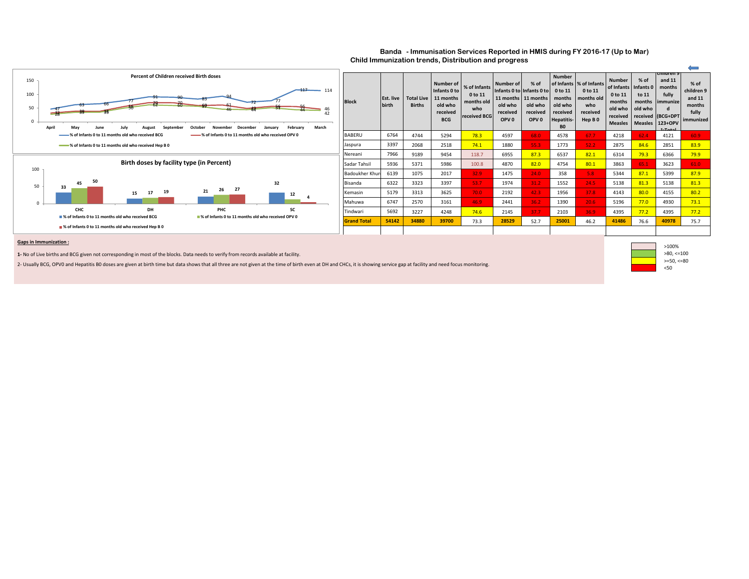# Banda - Immunisation Services Reported in HMIS during FY 2016-17 (Up to Mar)

## Child Immunization trends, Distribution and progress

**Percent of Children received Birth doses**

| Month | % of Infants 0 to 11 months old who received BCG | % of Infants 0 to 11 months old who received OPV 0 | % of Infants 0 to 11 months old who received Hep B 0 |
|---|---|---|---|
| April | 47 | 31 | 28 |
| May | 63 | 39 | 35 |
| June | 66 | 38 | 35 |
| July | 77 | 58 | 56 |
| August | 91 | 70 | 62 |
| September | 90 | 70 | 60 |
| October | 83 | 59 | 57 |
| November | 94 | 61 | 46 |
| December | 72 | 49 | 44 |
| January | 77 | 55 | 51 |
| February | 117 | 56 | 44 |
| March | 114 | 46 | 42 |

**Birth doses by facility type (in Percent)**

| Facility | % of Infants 0 to 11 months old who received BCG | % of Infants 0 to 11 months old who received OPV 0 | % of Infants 0 to 11 months old who received Hep B 0 |
|---|---|---|---|
| CHC | 33 | 45 | 50 |
| DH | 15 | 17 | 19 |
| PHC | 21 | 26 | 27 |
| SC | 32 | 12 | 4 |

| Block | Est. live birth | Total Live Births | Number of Infants 0 to 11 months old who received BCG | % of Infants 0 to 11 months old who received BCG | Number of Infants 0 to 11 months old who received OPV 0 | % of Infants 0 to 11 months old who received OPV 0 | Number of Infants 0 to 11 months old who received Hepatitis-B0 | % of Infants 0 to 11 months old who received Hep B 0 | Number of Infants 0 to 11 months old who received Measles | % of Infants 0 to 11 months old who received Measles | children 9 and 11 months fully immunized (BCG+DPT123+OPV123+Total | % of children 9 and 11 months fully immunized |
|---|---|---|---|---|---|---|---|---|---|---|---|---|
| BABERU | 6764 | 4744 | 5294 | 78.3 | 4597 | 68.0 | 4578 | 67.7 | 4218 | 62.4 | 4121 | 60.9 |
| Jaspura | 3397 | 2068 | 2518 | 74.1 | 1880 | 55.3 | 1773 | 52.2 | 2875 | 84.6 | 2851 | 83.9 |
| Nereani | 7966 | 9189 | 9454 | 118.7 | 6955 | 87.3 | 6537 | 82.1 | 6314 | 79.3 | 6366 | 79.9 |
| Sadar Tahsil | 5936 | 5371 | 5986 | 100.8 | 4870 | 82.0 | 4754 | 80.1 | 3863 | 65.1 | 3623 | 61.0 |
| Badoukher Khur | 6139 | 1075 | 2017 | 32.9 | 1475 | 24.0 | 358 | 5.8 | 5344 | 87.1 | 5399 | 87.9 |
| Bisanda | 6322 | 3323 | 3397 | 53.7 | 1974 | 31.2 | 1552 | 24.5 | 5138 | 81.3 | 5138 | 81.3 |
| Kemasin | 5179 | 3313 | 3625 | 70.0 | 2192 | 42.3 | 1956 | 37.8 | 4143 | 80.0 | 4155 | 80.2 |
| Mahuwa | 6747 | 2570 | 3161 | 46.9 | 2441 | 36.2 | 1390 | 20.6 | 5196 | 77.0 | 4930 | 73.1 |
| Tindwari | 5692 | 3227 | 4248 | 74.6 | 2145 | 37.7 | 2103 | 36.9 | 4395 | 77.2 | 4395 | 77.2 |
| **Grand Total** | **54142** | **34880** | **39700** | 73.3 | **28529** | 52.7 | **25001** | 46.2 | **41486** | 76.6 | **40978** | 75.7 |

Legend: >100% ; >80, <=100 ; >=50, <=80 ; <50

**Gaps in Immunization :**

**1-** No of Live births and BCG given not corresponding in most of the blocks. Data needs to verify from records available at facility.

2- Usually BCG, OPV0 and Hepatitis B0 doses are given at birth time but data shows that all three are not given at the time of birth even at DH and CHCs, it is showing service gap at facility and need focus monitoring.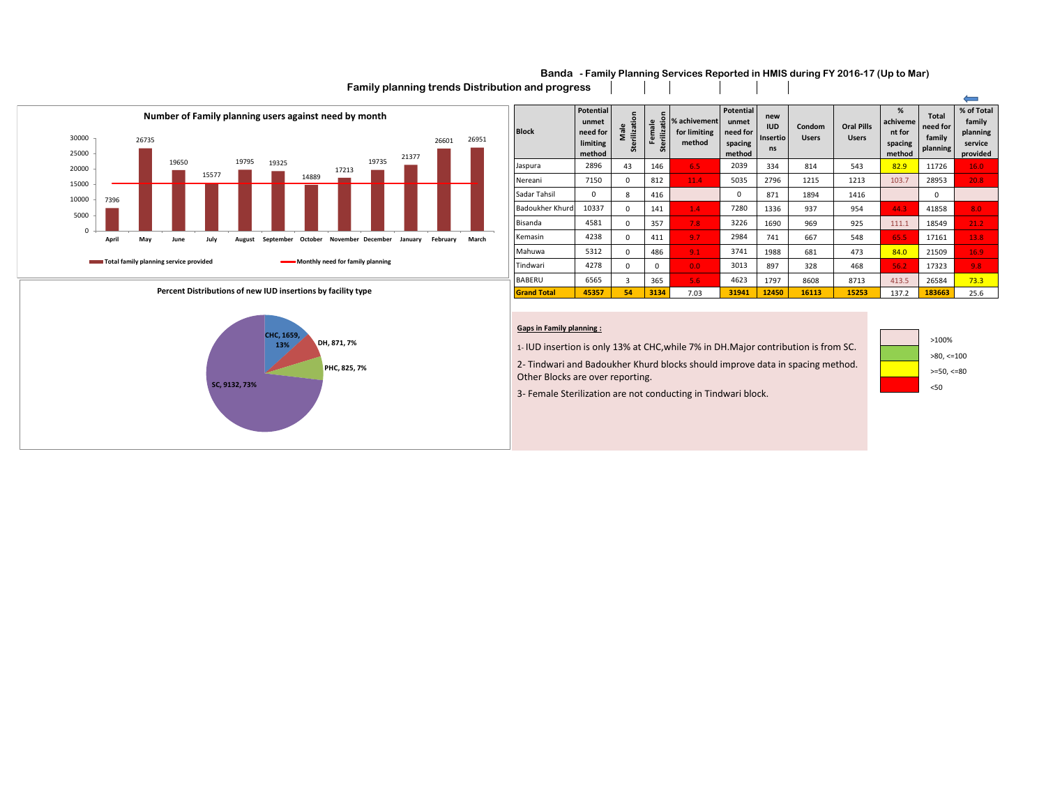# Banda - Family Planning Services Reported in HMIS during FY 2016-17 (Up to Mar)

## Family planning trends Distribution and progress

### Number of Family planning users against need by month

| Month | Total family planning service provided |
|---|---|
| April | 7396 |
| May | 26735 |
| June | 19650 |
| July | 15577 |
| August | 19795 |
| September | 19325 |
| October | 14889 |
| November | 17213 |
| December | 19735 |
| January | 21377 |
| February | 26601 |
| March | 26951 |

Total family planning service provided — Monthly need for family planning

### Percent Distributions of new IUD insertions by facility type

- CHC, 1659, 13%
- DH, 871, 7%
- PHC, 825, 7%
- SC, 9132, 73%

| Block | Potential unmet need for limiting method | Male Sterilization | Female Sterilization | % achivement for limiting method | Potential unmet need for spacing method | new IUD Insertions | Condom Users | Oral Pills Users | % achivement for spacing method | Total need for family planning | % of Total family planning service provided |
|---|---|---|---|---|---|---|---|---|---|---|---|
| Jaspura | 2896 | 43 | 146 | 6.5 | 2039 | 334 | 814 | 543 | 82.9 | 11726 | 16.0 |
| Nereani | 7150 | 0 | 812 | 11.4 | 5035 | 2796 | 1215 | 1213 | 103.7 | 28953 | 20.8 |
| Sadar Tahsil | 0 | 8 | 416 | | 0 | 871 | 1894 | 1416 | | 0 | |
| Badoukher Khurd | 10337 | 0 | 141 | 1.4 | 7280 | 1336 | 937 | 954 | 44.3 | 41858 | 8.0 |
| Bisanda | 4581 | 0 | 357 | 7.8 | 3226 | 1690 | 969 | 925 | 111.1 | 18549 | 21.2 |
| Kemasin | 4238 | 0 | 411 | 9.7 | 2984 | 741 | 667 | 548 | 65.5 | 17161 | 13.8 |
| Mahuwa | 5312 | 0 | 486 | 9.1 | 3741 | 1988 | 681 | 473 | 84.0 | 21509 | 16.9 |
| Tindwari | 4278 | 0 | 0 | 0.0 | 3013 | 897 | 328 | 468 | 56.2 | 17323 | 9.8 |
| BABERU | 6565 | 3 | 365 | 5.6 | 4623 | 1797 | 8608 | 8713 | 413.5 | 26584 | 73.3 |
| **Grand Total** | **45357** | **54** | **3134** | 7.03 | **31941** | **12450** | **16113** | **15253** | 137.2 | **183663** | 25.6 |

**Gaps in Family planning :**

1- IUD insertion is only 13% at CHC,while 7% in DH.Major contribution is from SC.

2- Tindwari and Badoukher Khurd blocks should improve data in spacing method. Other Blocks are over reporting.

3- Female Sterilization are not conducting in Tindwari block.

| Legend | |
|---|---|
| (light pink) | >100% |
| (green) | >80, <=100 |
| (yellow) | >=50, <=80 |
| (red) | <50 |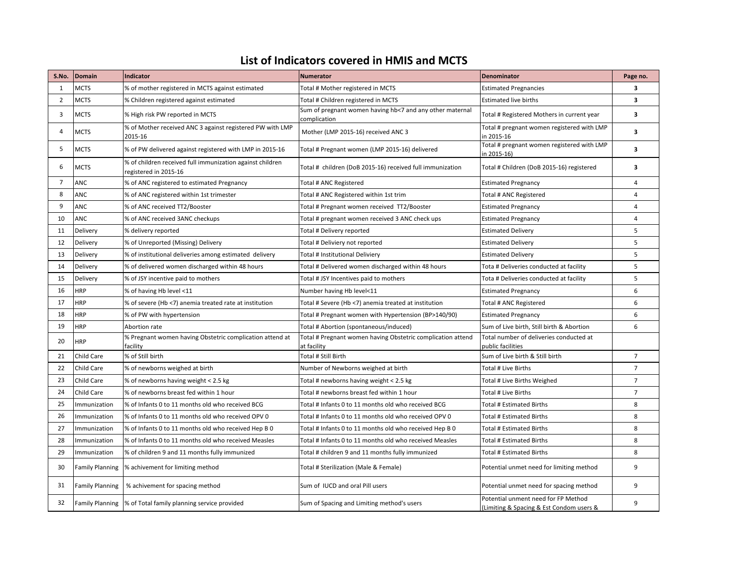# List of Indicators covered in HMIS and MCTS

| S.No. | Domain | Indicator | Numerator | Denominator | Page no. |
|---|---|---|---|---|---|
| 1 | MCTS | % of mother registered in MCTS against estimated | Total # Mother registered in MCTS | Estimated Pregnancies | **3** |
| 2 | MCTS | % Children registered against estimated | Total # Children registered in MCTS | Estimated live births | **3** |
| 3 | MCTS | % High risk PW reported in MCTS | Sum of pregnant women having hb<7 and any other maternal complication | Total # Registered Mothers in current year | **3** |
| 4 | MCTS | % of Mother received ANC 3 against registered PW with LMP 2015-16 | Mother (LMP 2015-16) received ANC 3 | Total # pregnant women registered with LMP in 2015-16 | **3** |
| 5 | MCTS | % of PW delivered against registered with LMP in 2015-16 | Total # Pregnant women (LMP 2015-16) delivered | Total # pregnant women registered with LMP in 2015-16) | **3** |
| 6 | MCTS | % of children received full immunization against children registered in 2015-16 | Total # children (DoB 2015-16) received full immunization | Total # Children (DoB 2015-16) registered | **3** |
| 7 | ANC | % of ANC registered to estimated Pregnancy | Total # ANC Registered | Estimated Pregnancy | 4 |
| 8 | ANC | % of ANC registered within 1st trimester | Total # ANC Registered within 1st trim | Total # ANC Registered | 4 |
| 9 | ANC | % of ANC received TT2/Booster | Total # Pregnant women received TT2/Booster | Estimated Pregnancy | 4 |
| 10 | ANC | % of ANC received 3ANC checkups | Total # pregnant women received 3 ANC check ups | Estimated Pregnancy | 4 |
| 11 | Delivery | % delivery reported | Total # Delivery reported | Estimated Delivery | 5 |
| 12 | Delivery | % of Unreported (Missing) Delivery | Total # Deliviery not reported | Estimated Delivery | 5 |
| 13 | Delivery | % of institutional deliveries among estimated delivery | Total # Institutional Deliviery | Estimated Delivery | 5 |
| 14 | Delivery | % of delivered women discharged within 48 hours | Total # Delivered women discharged within 48 hours | Tota # Deliveries conducted at facility | 5 |
| 15 | Delivery | % of JSY incentive paid to mothers | Total # JSY Incentives paid to mothers | Tota # Deliveries conducted at facility | 5 |
| 16 | HRP | % of having Hb level <11 | Number having Hb level<11 | Estimated Pregnancy | 6 |
| 17 | HRP | % of severe (Hb <7) anemia treated rate at institution | Total # Severe (Hb <7) anemia treated at institution | Total # ANC Registered | 6 |
| 18 | HRP | % of PW with hypertension | Total # Pregnant women with Hypertension (BP>140/90) | Estimated Pregnancy | 6 |
| 19 | HRP | Abortion rate | Total # Abortion (spontaneous/induced) | Sum of Live birth, Still birth & Abortion | 6 |
| 20 | HRP | % Pregnant women having Obstetric complication attend at facility | Total # Pregnant women having Obstetric complication attend at facility | Total number of deliveries conducted at public facilities | |
| 21 | Child Care | % of Still birth | Total # Still Birth | Sum of Live birth & Still birth | 7 |
| 22 | Child Care | % of newborns weighed at birth | Number of Newborns weighed at birth | Total # Live Births | 7 |
| 23 | Child Care | % of newborns having weight < 2.5 kg | Total # newborns having weight < 2.5 kg | Total # Live Births Weighed | 7 |
| 24 | Child Care | % of newborns breast fed within 1 hour | Total # newborns breast fed within 1 hour | Total # Live Births | 7 |
| 25 | Immunization | % of Infants 0 to 11 months old who received BCG | Total # Infants 0 to 11 months old who received BCG | Total # Estimated Births | 8 |
| 26 | Immunization | % of Infants 0 to 11 months old who received OPV 0 | Total # Infants 0 to 11 months old who received OPV 0 | Total # Estimated Births | 8 |
| 27 | Immunization | % of Infants 0 to 11 months old who received Hep B 0 | Total # Infants 0 to 11 months old who received Hep B 0 | Total # Estimated Births | 8 |
| 28 | Immunization | % of Infants 0 to 11 months old who received Measles | Total # Infants 0 to 11 months old who received Measles | Total # Estimated Births | 8 |
| 29 | Immunization | % of children 9 and 11 months fully immunized | Total # children 9 and 11 months fully immunized | Total # Estimated Births | 8 |
| 30 | Family Planning | % achivement for limiting method | Total # Sterilization (Male & Female) | Potential unmet need for limiting method | 9 |
| 31 | Family Planning | % achivement for spacing method | Sum of IUCD and oral Pill users | Potential unmet need for spacing method | 9 |
| 32 | Family Planning | % of Total family planning service provided | Sum of Spacing and Limiting method's users | Potential unment need for FP Method (Limiting & Spacing & Est Condom users & | 9 |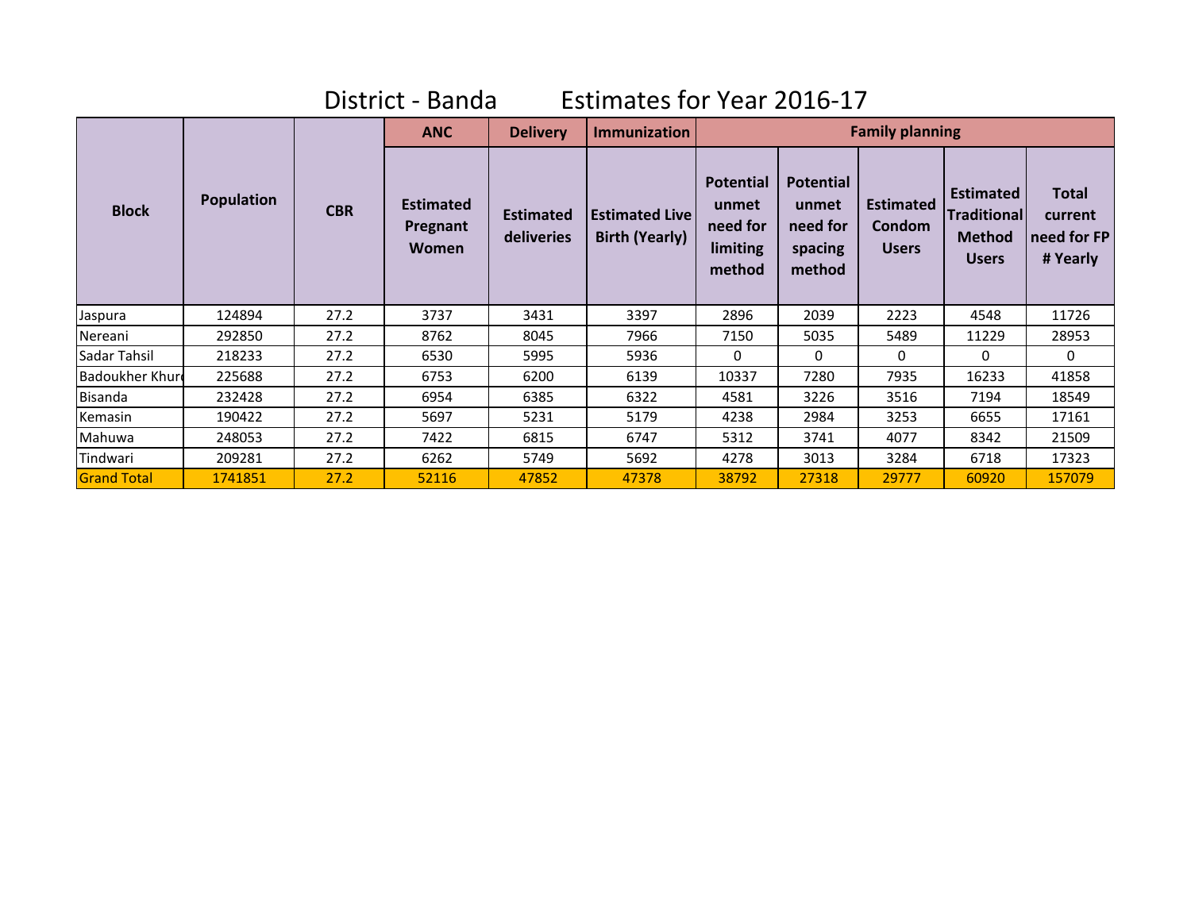# District - Banda Estimates for Year 2016-17

| Block | Population | CBR | ANC | Delivery | Immunization | Family planning | | | | |
|---|---|---|---|---|---|---|---|---|---|---|
| | | | Estimated Pregnant Women | Estimated deliveries | Estimated Live Birth (Yearly) | Potential unmet need for limiting method | Potential unmet need for spacing method | Estimated Condom Users | Estimated Traditional Method Users | Total current need for FP # Yearly |
| Jaspura | 124894 | 27.2 | 3737 | 3431 | 3397 | 2896 | 2039 | 2223 | 4548 | 11726 |
| Nereani | 292850 | 27.2 | 8762 | 8045 | 7966 | 7150 | 5035 | 5489 | 11229 | 28953 |
| Sadar Tahsil | 218233 | 27.2 | 6530 | 5995 | 5936 | 0 | 0 | 0 | 0 | 0 |
| Badoukher Khurd | 225688 | 27.2 | 6753 | 6200 | 6139 | 10337 | 7280 | 7935 | 16233 | 41858 |
| Bisanda | 232428 | 27.2 | 6954 | 6385 | 6322 | 4581 | 3226 | 3516 | 7194 | 18549 |
| Kemasin | 190422 | 27.2 | 5697 | 5231 | 5179 | 4238 | 2984 | 3253 | 6655 | 17161 |
| Mahuwa | 248053 | 27.2 | 7422 | 6815 | 6747 | 5312 | 3741 | 4077 | 8342 | 21509 |
| Tindwari | 209281 | 27.2 | 6262 | 5749 | 5692 | 4278 | 3013 | 3284 | 6718 | 17323 |
| Grand Total | 1741851 | 27.2 | 52116 | 47852 | 47378 | 38792 | 27318 | 29777 | 60920 | 157079 |